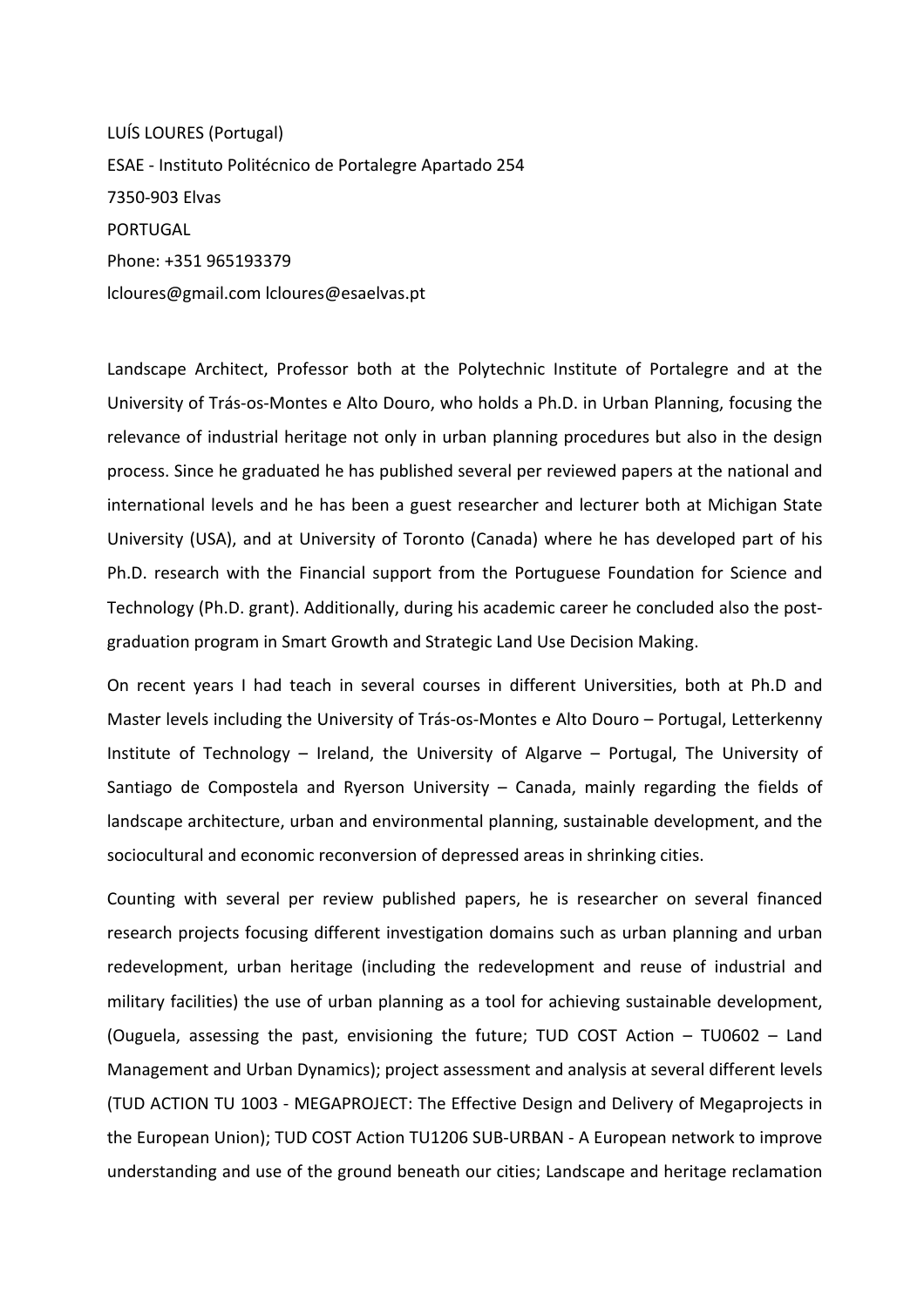LUÍS LOURES (Portugal)  
ESAE - Instituto Politécnico de Portalegre Apartado 254  
7350-903 Elvas  
PORTUGAL  
Phone: +351 965193379  
lcloures@gmail.com lcloures@esaelvas.pt

Landscape Architect, Professor both at the Polytechnic Institute of Portalegre and at the University of Trás-os-Montes e Alto Douro, who holds a Ph.D. in Urban Planning, focusing the relevance of industrial heritage not only in urban planning procedures but also in the design process. Since he graduated he has published several per reviewed papers at the national and international levels and he has been a guest researcher and lecturer both at Michigan State University (USA), and at University of Toronto (Canada) where he has developed part of his Ph.D. research with the Financial support from the Portuguese Foundation for Science and Technology (Ph.D. grant). Additionally, during his academic career he concluded also the post-graduation program in Smart Growth and Strategic Land Use Decision Making.

On recent years I had teach in several courses in different Universities, both at Ph.D and Master levels including the University of Trás-os-Montes e Alto Douro – Portugal, Letterkenny Institute of Technology – Ireland, the University of Algarve – Portugal, The University of Santiago de Compostela and Ryerson University – Canada, mainly regarding the fields of landscape architecture, urban and environmental planning, sustainable development, and the sociocultural and economic reconversion of depressed areas in shrinking cities.

Counting with several per review published papers, he is researcher on several financed research projects focusing different investigation domains such as urban planning and urban redevelopment, urban heritage (including the redevelopment and reuse of industrial and military facilities) the use of urban planning as a tool for achieving sustainable development, (Ouguela, assessing the past, envisioning the future; TUD COST Action – TU0602 – Land Management and Urban Dynamics); project assessment and analysis at several different levels (TUD ACTION TU 1003 - MEGAPROJECT: The Effective Design and Delivery of Megaprojects in the European Union); TUD COST Action TU1206 SUB-URBAN - A European network to improve understanding and use of the ground beneath our cities; Landscape and heritage reclamation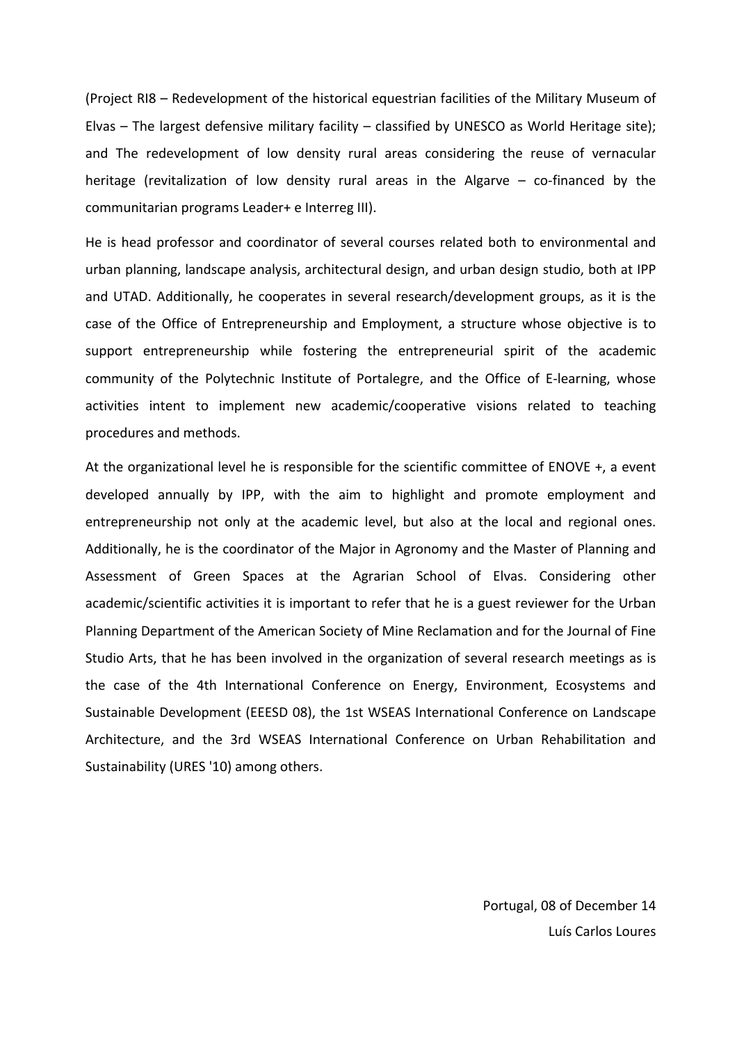(Project RI8 – Redevelopment of the historical equestrian facilities of the Military Museum of Elvas – The largest defensive military facility – classified by UNESCO as World Heritage site); and The redevelopment of low density rural areas considering the reuse of vernacular heritage (revitalization of low density rural areas in the Algarve – co-financed by the communitarian programs Leader+ e Interreg III).

He is head professor and coordinator of several courses related both to environmental and urban planning, landscape analysis, architectural design, and urban design studio, both at IPP and UTAD. Additionally, he cooperates in several research/development groups, as it is the case of the Office of Entrepreneurship and Employment, a structure whose objective is to support entrepreneurship while fostering the entrepreneurial spirit of the academic community of the Polytechnic Institute of Portalegre, and the Office of E-learning, whose activities intent to implement new academic/cooperative visions related to teaching procedures and methods.

At the organizational level he is responsible for the scientific committee of ENOVE +, a event developed annually by IPP, with the aim to highlight and promote employment and entrepreneurship not only at the academic level, but also at the local and regional ones. Additionally, he is the coordinator of the Major in Agronomy and the Master of Planning and Assessment of Green Spaces at the Agrarian School of Elvas. Considering other academic/scientific activities it is important to refer that he is a guest reviewer for the Urban Planning Department of the American Society of Mine Reclamation and for the Journal of Fine Studio Arts, that he has been involved in the organization of several research meetings as is the case of the 4th International Conference on Energy, Environment, Ecosystems and Sustainable Development (EEESD 08), the 1st WSEAS International Conference on Landscape Architecture, and the 3rd WSEAS International Conference on Urban Rehabilitation and Sustainability (URES '10) among others.

Portugal, 08 of December 14

Luís Carlos Loures